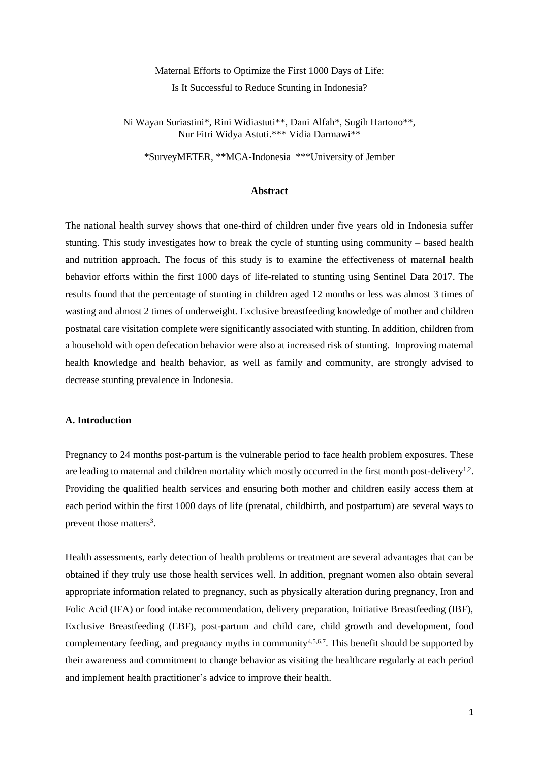# Maternal Efforts to Optimize the First 1000 Days of Life: Is It Successful to Reduce Stunting in Indonesia?

Ni Wayan Suriastini*, Rini Widiastuti**, Dani Alfah*, Sugih Hartono**, Nur Fitri Widya Astuti.*** Vidia Darmawi**

*SurveyMETER, **MCA-Indonesia ***University of Jember

### Abstract

The national health survey shows that one-third of children under five years old in Indonesia suffer stunting. This study investigates how to break the cycle of stunting using community – based health and nutrition approach. The focus of this study is to examine the effectiveness of maternal health behavior efforts within the first 1000 days of life-related to stunting using Sentinel Data 2017. The results found that the percentage of stunting in children aged 12 months or less was almost 3 times of wasting and almost 2 times of underweight. Exclusive breastfeeding knowledge of mother and children postnatal care visitation complete were significantly associated with stunting. In addition, children from a household with open defecation behavior were also at increased risk of stunting. Improving maternal health knowledge and health behavior, as well as family and community, are strongly advised to decrease stunting prevalence in Indonesia.

## A. Introduction

Pregnancy to 24 months post-partum is the vulnerable period to face health problem exposures. These are leading to maternal and children mortality which mostly occurred in the first month post-delivery[1,2]. Providing the qualified health services and ensuring both mother and children easily access them at each period within the first 1000 days of life (prenatal, childbirth, and postpartum) are several ways to prevent those matters[3].

Health assessments, early detection of health problems or treatment are several advantages that can be obtained if they truly use those health services well. In addition, pregnant women also obtain several appropriate information related to pregnancy, such as physically alteration during pregnancy, Iron and Folic Acid (IFA) or food intake recommendation, delivery preparation, Initiative Breastfeeding (IBF), Exclusive Breastfeeding (EBF), post-partum and child care, child growth and development, food complementary feeding, and pregnancy myths in community[4,5,6,7]. This benefit should be supported by their awareness and commitment to change behavior as visiting the healthcare regularly at each period and implement health practitioner's advice to improve their health.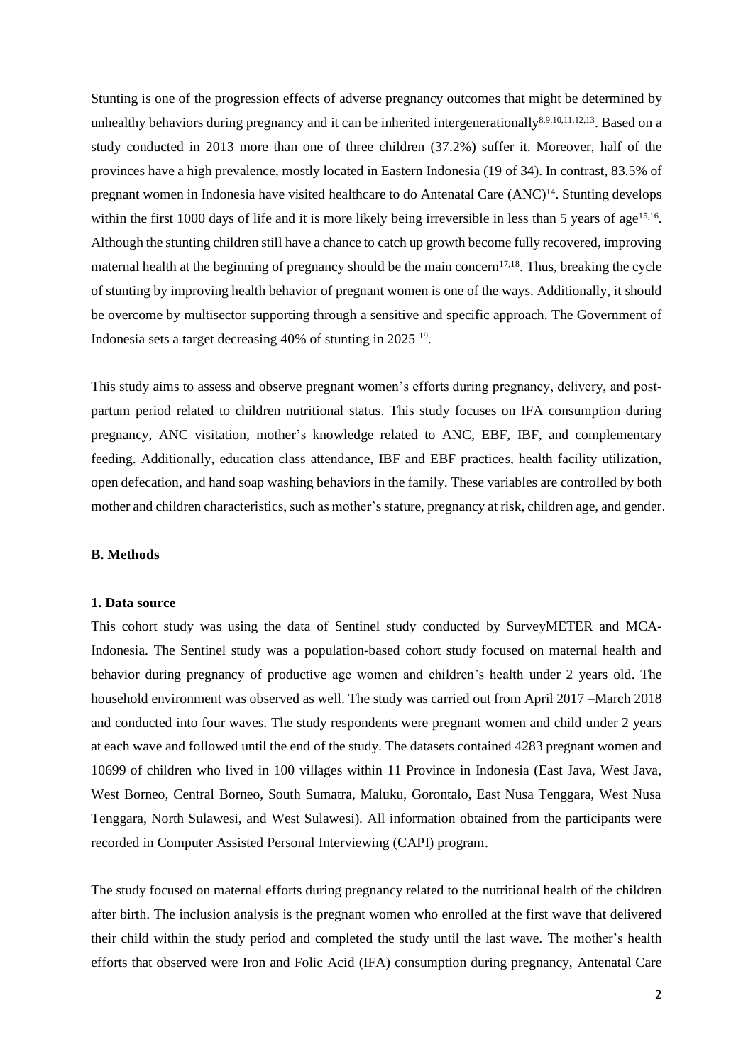Stunting is one of the progression effects of adverse pregnancy outcomes that might be determined by unhealthy behaviors during pregnancy and it can be inherited intergenerationally[8,9,10,11,12,13]. Based on a study conducted in 2013 more than one of three children (37.2%) suffer it. Moreover, half of the provinces have a high prevalence, mostly located in Eastern Indonesia (19 of 34). In contrast, 83.5% of pregnant women in Indonesia have visited healthcare to do Antenatal Care (ANC)[14]. Stunting develops within the first 1000 days of life and it is more likely being irreversible in less than 5 years of age[15,16]. Although the stunting children still have a chance to catch up growth become fully recovered, improving maternal health at the beginning of pregnancy should be the main concern[17,18]. Thus, breaking the cycle of stunting by improving health behavior of pregnant women is one of the ways. Additionally, it should be overcome by multisector supporting through a sensitive and specific approach. The Government of Indonesia sets a target decreasing 40% of stunting in 2025 [19].

This study aims to assess and observe pregnant women's efforts during pregnancy, delivery, and post-partum period related to children nutritional status. This study focuses on IFA consumption during pregnancy, ANC visitation, mother's knowledge related to ANC, EBF, IBF, and complementary feeding. Additionally, education class attendance, IBF and EBF practices, health facility utilization, open defecation, and hand soap washing behaviors in the family. These variables are controlled by both mother and children characteristics, such as mother's stature, pregnancy at risk, children age, and gender.

## B. Methods

### 1. Data source

This cohort study was using the data of Sentinel study conducted by SurveyMETER and MCA-Indonesia. The Sentinel study was a population-based cohort study focused on maternal health and behavior during pregnancy of productive age women and children's health under 2 years old. The household environment was observed as well. The study was carried out from April 2017 –March 2018 and conducted into four waves. The study respondents were pregnant women and child under 2 years at each wave and followed until the end of the study. The datasets contained 4283 pregnant women and 10699 of children who lived in 100 villages within 11 Province in Indonesia (East Java, West Java, West Borneo, Central Borneo, South Sumatra, Maluku, Gorontalo, East Nusa Tenggara, West Nusa Tenggara, North Sulawesi, and West Sulawesi). All information obtained from the participants were recorded in Computer Assisted Personal Interviewing (CAPI) program.

The study focused on maternal efforts during pregnancy related to the nutritional health of the children after birth. The inclusion analysis is the pregnant women who enrolled at the first wave that delivered their child within the study period and completed the study until the last wave. The mother's health efforts that observed were Iron and Folic Acid (IFA) consumption during pregnancy, Antenatal Care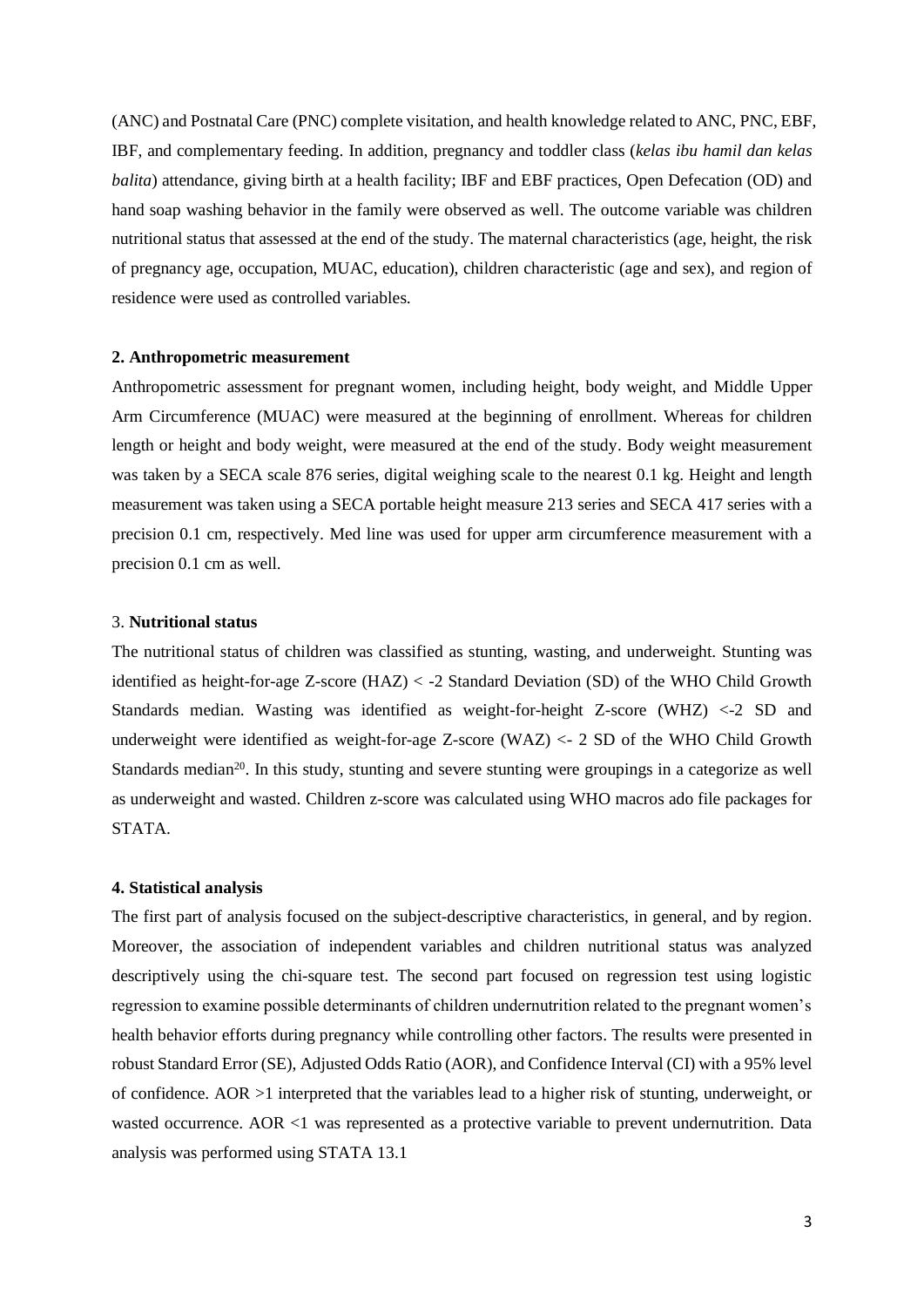(ANC) and Postnatal Care (PNC) complete visitation, and health knowledge related to ANC, PNC, EBF, IBF, and complementary feeding. In addition, pregnancy and toddler class (*kelas ibu hamil dan kelas balita*) attendance, giving birth at a health facility; IBF and EBF practices, Open Defecation (OD) and hand soap washing behavior in the family were observed as well. The outcome variable was children nutritional status that assessed at the end of the study. The maternal characteristics (age, height, the risk of pregnancy age, occupation, MUAC, education), children characteristic (age and sex), and region of residence were used as controlled variables.

**2. Anthropometric measurement**

Anthropometric assessment for pregnant women, including height, body weight, and Middle Upper Arm Circumference (MUAC) were measured at the beginning of enrollment. Whereas for children length or height and body weight, were measured at the end of the study. Body weight measurement was taken by a SECA scale 876 series, digital weighing scale to the nearest 0.1 kg. Height and length measurement was taken using a SECA portable height measure 213 series and SECA 417 series with a precision 0.1 cm, respectively. Med line was used for upper arm circumference measurement with a precision 0.1 cm as well.

3. **Nutritional status**

The nutritional status of children was classified as stunting, wasting, and underweight. Stunting was identified as height-for-age Z-score (HAZ) < -2 Standard Deviation (SD) of the WHO Child Growth Standards median. Wasting was identified as weight-for-height Z-score (WHZ) <-2 SD and underweight were identified as weight-for-age Z-score (WAZ) <- 2 SD of the WHO Child Growth Standards median[20]. In this study, stunting and severe stunting were groupings in a categorize as well as underweight and wasted. Children z-score was calculated using WHO macros ado file packages for STATA.

**4. Statistical analysis**

The first part of analysis focused on the subject-descriptive characteristics, in general, and by region. Moreover, the association of independent variables and children nutritional status was analyzed descriptively using the chi-square test. The second part focused on regression test using logistic regression to examine possible determinants of children undernutrition related to the pregnant women's health behavior efforts during pregnancy while controlling other factors. The results were presented in robust Standard Error (SE), Adjusted Odds Ratio (AOR), and Confidence Interval (CI) with a 95% level of confidence. AOR >1 interpreted that the variables lead to a higher risk of stunting, underweight, or wasted occurrence. AOR <1 was represented as a protective variable to prevent undernutrition. Data analysis was performed using STATA 13.1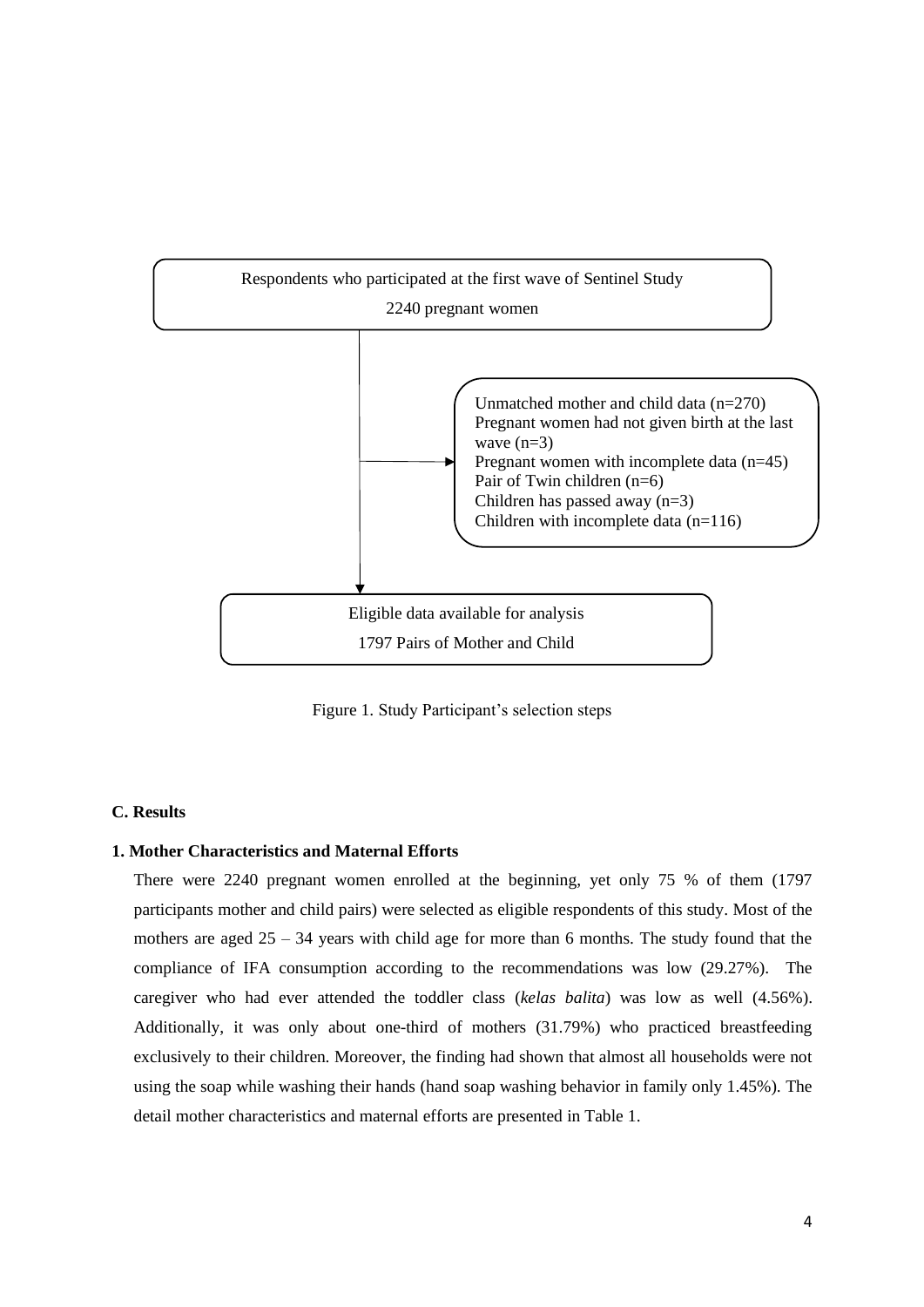Respondents who participated at the first wave of Sentinel Study

2240 pregnant women

Unmatched mother and child data (n=270)
Pregnant women had not given birth at the last wave (n=3)
Pregnant women with incomplete data (n=45)
Pair of Twin children (n=6)
Children has passed away (n=3)
Children with incomplete data (n=116)

Eligible data available for analysis

1797 Pairs of Mother and Child

Figure 1. Study Participant's selection steps

## C. Results

### 1. Mother Characteristics and Maternal Efforts

There were 2240 pregnant women enrolled at the beginning, yet only 75 % of them (1797 participants mother and child pairs) were selected as eligible respondents of this study. Most of the mothers are aged 25 – 34 years with child age for more than 6 months. The study found that the compliance of IFA consumption according to the recommendations was low (29.27%). The caregiver who had ever attended the toddler class (*kelas balita*) was low as well (4.56%). Additionally, it was only about one-third of mothers (31.79%) who practiced breastfeeding exclusively to their children. Moreover, the finding had shown that almost all households were not using the soap while washing their hands (hand soap washing behavior in family only 1.45%). The detail mother characteristics and maternal efforts are presented in Table 1.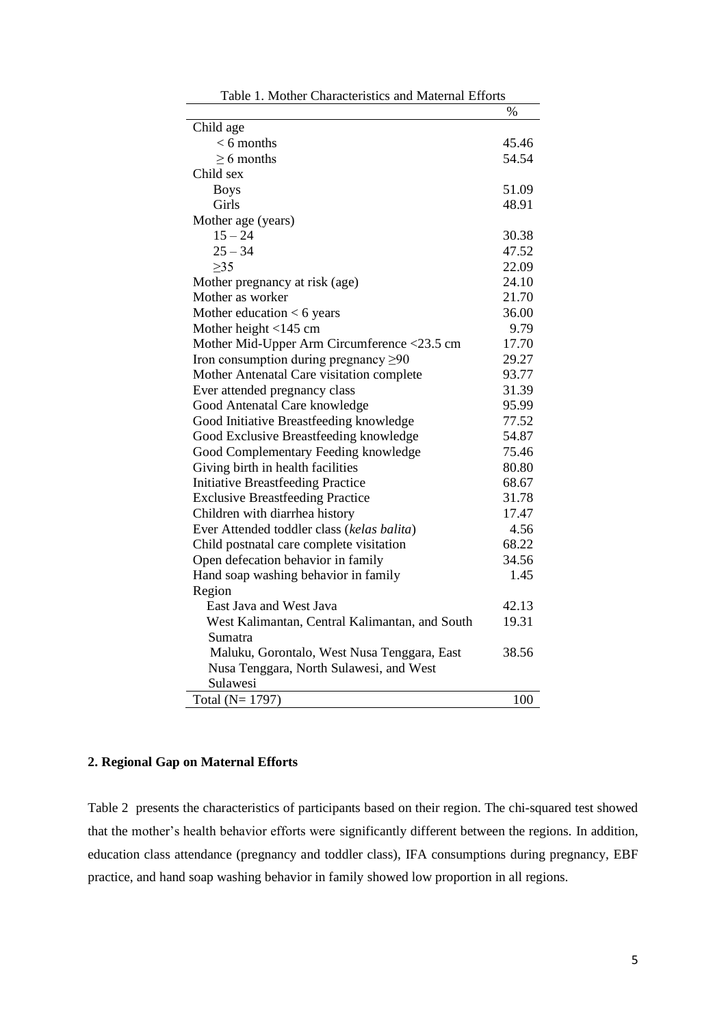Table 1. Mother Characteristics and Maternal Efforts

| | % |
|---|---|
| Child age | |
| < 6 months | 45.46 |
| ≥ 6 months | 54.54 |
| Child sex | |
| Boys | 51.09 |
| Girls | 48.91 |
| Mother age (years) | |
| 15 – 24 | 30.38 |
| 25 – 34 | 47.52 |
| ≥35 | 22.09 |
| Mother pregnancy at risk (age) | 24.10 |
| Mother as worker | 21.70 |
| Mother education < 6 years | 36.00 |
| Mother height <145 cm | 9.79 |
| Mother Mid-Upper Arm Circumference <23.5 cm | 17.70 |
| Iron consumption during pregnancy ≥90 | 29.27 |
| Mother Antenatal Care visitation complete | 93.77 |
| Ever attended pregnancy class | 31.39 |
| Good Antenatal Care knowledge | 95.99 |
| Good Initiative Breastfeeding knowledge | 77.52 |
| Good Exclusive Breastfeeding knowledge | 54.87 |
| Good Complementary Feeding knowledge | 75.46 |
| Giving birth in health facilities | 80.80 |
| Initiative Breastfeeding Practice | 68.67 |
| Exclusive Breastfeeding Practice | 31.78 |
| Children with diarrhea history | 17.47 |
| Ever Attended toddler class (*kelas balita*) | 4.56 |
| Child postnatal care complete visitation | 68.22 |
| Open defecation behavior in family | 34.56 |
| Hand soap washing behavior in family | 1.45 |
| Region | |
| East Java and West Java | 42.13 |
| West Kalimantan, Central Kalimantan, and South Sumatra | 19.31 |
| Maluku, Gorontalo, West Nusa Tenggara, East Nusa Tenggara, North Sulawesi, and West Sulawesi | 38.56 |
| Total (N= 1797) | 100 |

**2. Regional Gap on Maternal Efforts**

Table 2 presents the characteristics of participants based on their region. The chi-squared test showed that the mother's health behavior efforts were significantly different between the regions. In addition, education class attendance (pregnancy and toddler class), IFA consumptions during pregnancy, EBF practice, and hand soap washing behavior in family showed low proportion in all regions.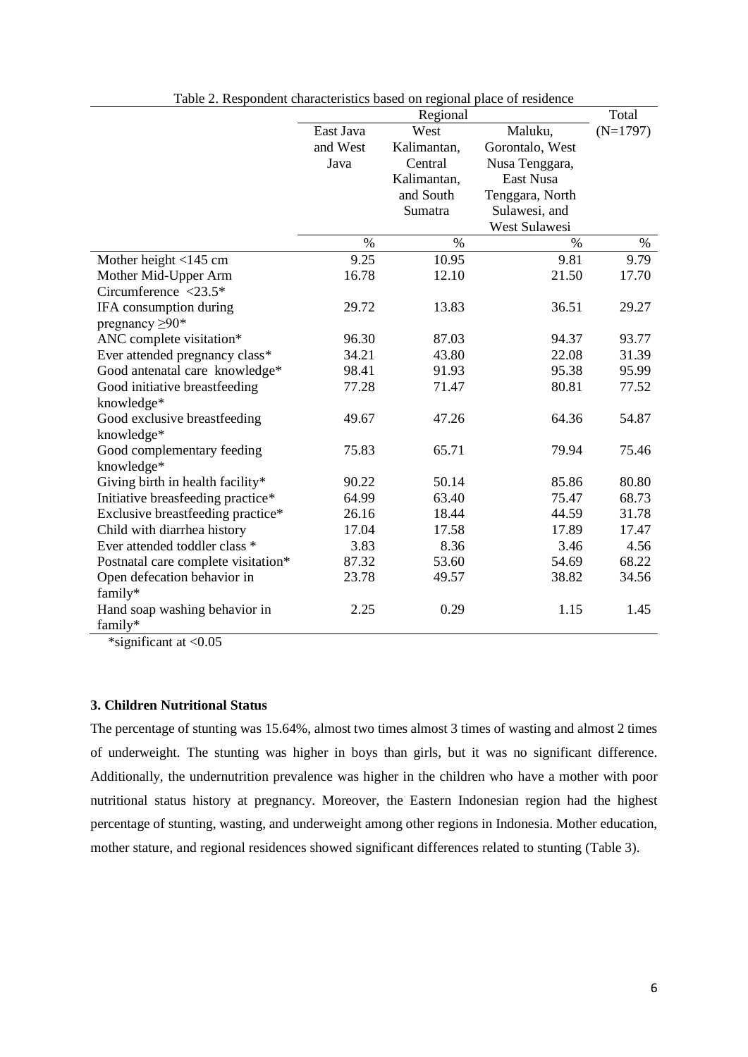Table 2. Respondent characteristics based on regional place of residence

| | Regional | | | Total |
|---|---|---|---|---|
| | East Java and West Java | West Kalimantan, Central Kalimantan, and South Sumatra | Maluku, Gorontalo, West Nusa Tenggara, East Nusa Tenggara, North Sulawesi, and West Sulawesi | (N=1797) |
| | % | % | % | % |
| Mother height <145 cm | 9.25 | 10.95 | 9.81 | 9.79 |
| Mother Mid-Upper Arm Circumference <23.5* | 16.78 | 12.10 | 21.50 | 17.70 |
| IFA consumption during pregnancy ≥90* | 29.72 | 13.83 | 36.51 | 29.27 |
| ANC complete visitation* | 96.30 | 87.03 | 94.37 | 93.77 |
| Ever attended pregnancy class* | 34.21 | 43.80 | 22.08 | 31.39 |
| Good antenatal care knowledge* | 98.41 | 91.93 | 95.38 | 95.99 |
| Good initiative breastfeeding knowledge* | 77.28 | 71.47 | 80.81 | 77.52 |
| Good exclusive breastfeeding knowledge* | 49.67 | 47.26 | 64.36 | 54.87 |
| Good complementary feeding knowledge* | 75.83 | 65.71 | 79.94 | 75.46 |
| Giving birth in health facility* | 90.22 | 50.14 | 85.86 | 80.80 |
| Initiative breasfeeding practice* | 64.99 | 63.40 | 75.47 | 68.73 |
| Exclusive breastfeeding practice* | 26.16 | 18.44 | 44.59 | 31.78 |
| Child with diarrhea history | 17.04 | 17.58 | 17.89 | 17.47 |
| Ever attended toddler class * | 3.83 | 8.36 | 3.46 | 4.56 |
| Postnatal care complete visitation* | 87.32 | 53.60 | 54.69 | 68.22 |
| Open defecation behavior in family* | 23.78 | 49.57 | 38.82 | 34.56 |
| Hand soap washing behavior in family* | 2.25 | 0.29 | 1.15 | 1.45 |

*significant at <0.05

### 3. Children Nutritional Status

The percentage of stunting was 15.64%, almost two times almost 3 times of wasting and almost 2 times of underweight. The stunting was higher in boys than girls, but it was no significant difference. Additionally, the undernutrition prevalence was higher in the children who have a mother with poor nutritional status history at pregnancy. Moreover, the Eastern Indonesian region had the highest percentage of stunting, wasting, and underweight among other regions in Indonesia. Mother education, mother stature, and regional residences showed significant differences related to stunting (Table 3).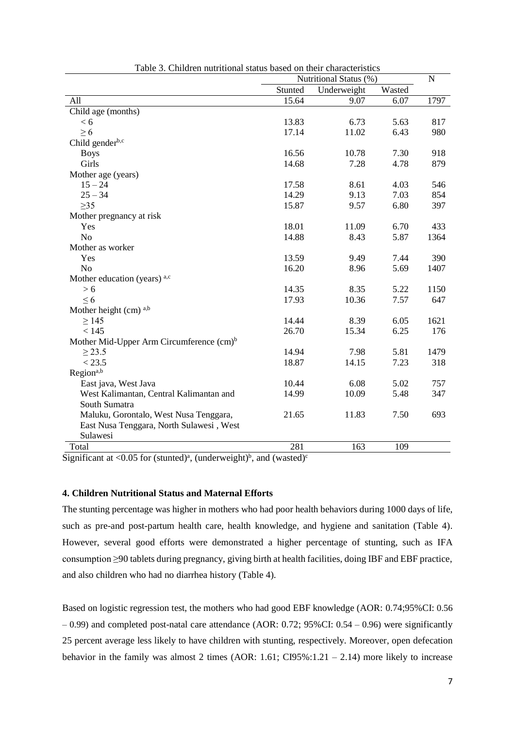Table 3. Children nutritional status based on their characteristics

| | Nutritional Status (%) | | | N |
|---|---|---|---|---|
| | Stunted | Underweight | Wasted | |
| All | 15.64 | 9.07 | 6.07 | 1797 |
| Child age (months) | | | | |
| < 6 | 13.83 | 6.73 | 5.63 | 817 |
| ≥ 6 | 17.14 | 11.02 | 6.43 | 980 |
| Child gender[b,c] | | | | |
| Boys | 16.56 | 10.78 | 7.30 | 918 |
| Girls | 14.68 | 7.28 | 4.78 | 879 |
| Mother age (years) | | | | |
| 15 – 24 | 17.58 | 8.61 | 4.03 | 546 |
| 25 – 34 | 14.29 | 9.13 | 7.03 | 854 |
| ≥35 | 15.87 | 9.57 | 6.80 | 397 |
| Mother pregnancy at risk | | | | |
| Yes | 18.01 | 11.09 | 6.70 | 433 |
| No | 14.88 | 8.43 | 5.87 | 1364 |
| Mother as worker | | | | |
| Yes | 13.59 | 9.49 | 7.44 | 390 |
| No | 16.20 | 8.96 | 5.69 | 1407 |
| Mother education (years) [a,c] | | | | |
| > 6 | 14.35 | 8.35 | 5.22 | 1150 |
| ≤ 6 | 17.93 | 10.36 | 7.57 | 647 |
| Mother height (cm) [a,b] | | | | |
| ≥ 145 | 14.44 | 8.39 | 6.05 | 1621 |
| < 145 | 26.70 | 15.34 | 6.25 | 176 |
| Mother Mid-Upper Arm Circumference (cm)[b] | | | | |
| ≥ 23.5 | 14.94 | 7.98 | 5.81 | 1479 |
| < 23.5 | 18.87 | 14.15 | 7.23 | 318 |
| Region[a,b] | | | | |
| East java, West Java | 10.44 | 6.08 | 5.02 | 757 |
| West Kalimantan, Central Kalimantan and South Sumatra | 14.99 | 10.09 | 5.48 | 347 |
| Maluku, Gorontalo, West Nusa Tenggara, East Nusa Tenggara, North Sulawesi , West Sulawesi | 21.65 | 11.83 | 7.50 | 693 |
| Total | 281 | 163 | 109 | |

Significant at <0.05 for (stunted)[a], (underweight)[b], and (wasted)[c]

### 4. Children Nutritional Status and Maternal Efforts

The stunting percentage was higher in mothers who had poor health behaviors during 1000 days of life, such as pre-and post-partum health care, health knowledge, and hygiene and sanitation (Table 4). However, several good efforts were demonstrated a higher percentage of stunting, such as IFA consumption ≥90 tablets during pregnancy, giving birth at health facilities, doing IBF and EBF practice, and also children who had no diarrhea history (Table 4).

Based on logistic regression test, the mothers who had good EBF knowledge (AOR: 0.74;95%CI: 0.56 – 0.99) and completed post-natal care attendance (AOR: 0.72; 95%CI: 0.54 – 0.96) were significantly 25 percent average less likely to have children with stunting, respectively. Moreover, open defecation behavior in the family was almost 2 times (AOR: 1.61; CI95%:1.21 – 2.14) more likely to increase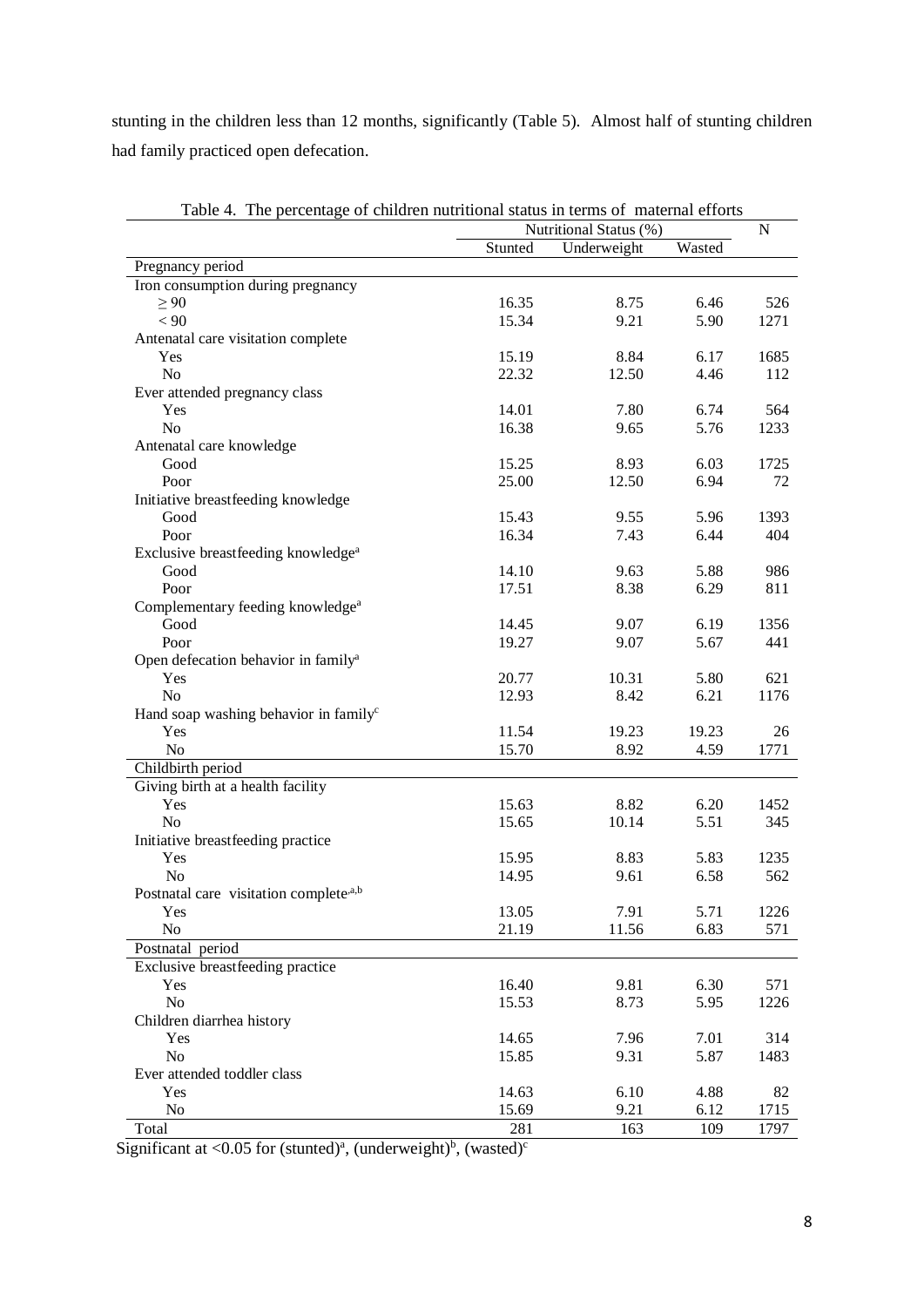stunting in the children less than 12 months, significantly (Table 5). Almost half of stunting children had family practiced open defecation.

Table 4. The percentage of children nutritional status in terms of maternal efforts

| | Nutritional Status (%) | | | N |
|---|---|---|---|---|
| | Stunted | Underweight | Wasted | |
| **Pregnancy period** | | | | |
| Iron consumption during pregnancy | | | | |
| ≥ 90 | 16.35 | 8.75 | 6.46 | 526 |
| < 90 | 15.34 | 9.21 | 5.90 | 1271 |
| Antenatal care visitation complete | | | | |
| Yes | 15.19 | 8.84 | 6.17 | 1685 |
| No | 22.32 | 12.50 | 4.46 | 112 |
| Ever attended pregnancy class | | | | |
| Yes | 14.01 | 7.80 | 6.74 | 564 |
| No | 16.38 | 9.65 | 5.76 | 1233 |
| Antenatal care knowledge | | | | |
| Good | 15.25 | 8.93 | 6.03 | 1725 |
| Poor | 25.00 | 12.50 | 6.94 | 72 |
| Initiative breastfeeding knowledge | | | | |
| Good | 15.43 | 9.55 | 5.96 | 1393 |
| Poor | 16.34 | 7.43 | 6.44 | 404 |
| Exclusive breastfeeding knowledge[a] | | | | |
| Good | 14.10 | 9.63 | 5.88 | 986 |
| Poor | 17.51 | 8.38 | 6.29 | 811 |
| Complementary feeding knowledge[a] | | | | |
| Good | 14.45 | 9.07 | 6.19 | 1356 |
| Poor | 19.27 | 9.07 | 5.67 | 441 |
| Open defecation behavior in family[a] | | | | |
| Yes | 20.77 | 10.31 | 5.80 | 621 |
| No | 12.93 | 8.42 | 6.21 | 1176 |
| Hand soap washing behavior in family[c] | | | | |
| Yes | 11.54 | 19.23 | 19.23 | 26 |
| No | 15.70 | 8.92 | 4.59 | 1771 |
| **Childbirth period** | | | | |
| Giving birth at a health facility | | | | |
| Yes | 15.63 | 8.82 | 6.20 | 1452 |
| No | 15.65 | 10.14 | 5.51 | 345 |
| Initiative breastfeeding practice | | | | |
| Yes | 15.95 | 8.83 | 5.83 | 1235 |
| No | 14.95 | 9.61 | 6.58 | 562 |
| Postnatal care visitation complete[a,b] | | | | |
| Yes | 13.05 | 7.91 | 5.71 | 1226 |
| No | 21.19 | 11.56 | 6.83 | 571 |
| **Postnatal period** | | | | |
| Exclusive breastfeeding practice | | | | |
| Yes | 16.40 | 9.81 | 6.30 | 571 |
| No | 15.53 | 8.73 | 5.95 | 1226 |
| Children diarrhea history | | | | |
| Yes | 14.65 | 7.96 | 7.01 | 314 |
| No | 15.85 | 9.31 | 5.87 | 1483 |
| Ever attended toddler class | | | | |
| Yes | 14.63 | 6.10 | 4.88 | 82 |
| No | 15.69 | 9.21 | 6.12 | 1715 |
| Total | 281 | 163 | 109 | 1797 |

Significant at <0.05 for (stunted)[a], (underweight)[b], (wasted)[c]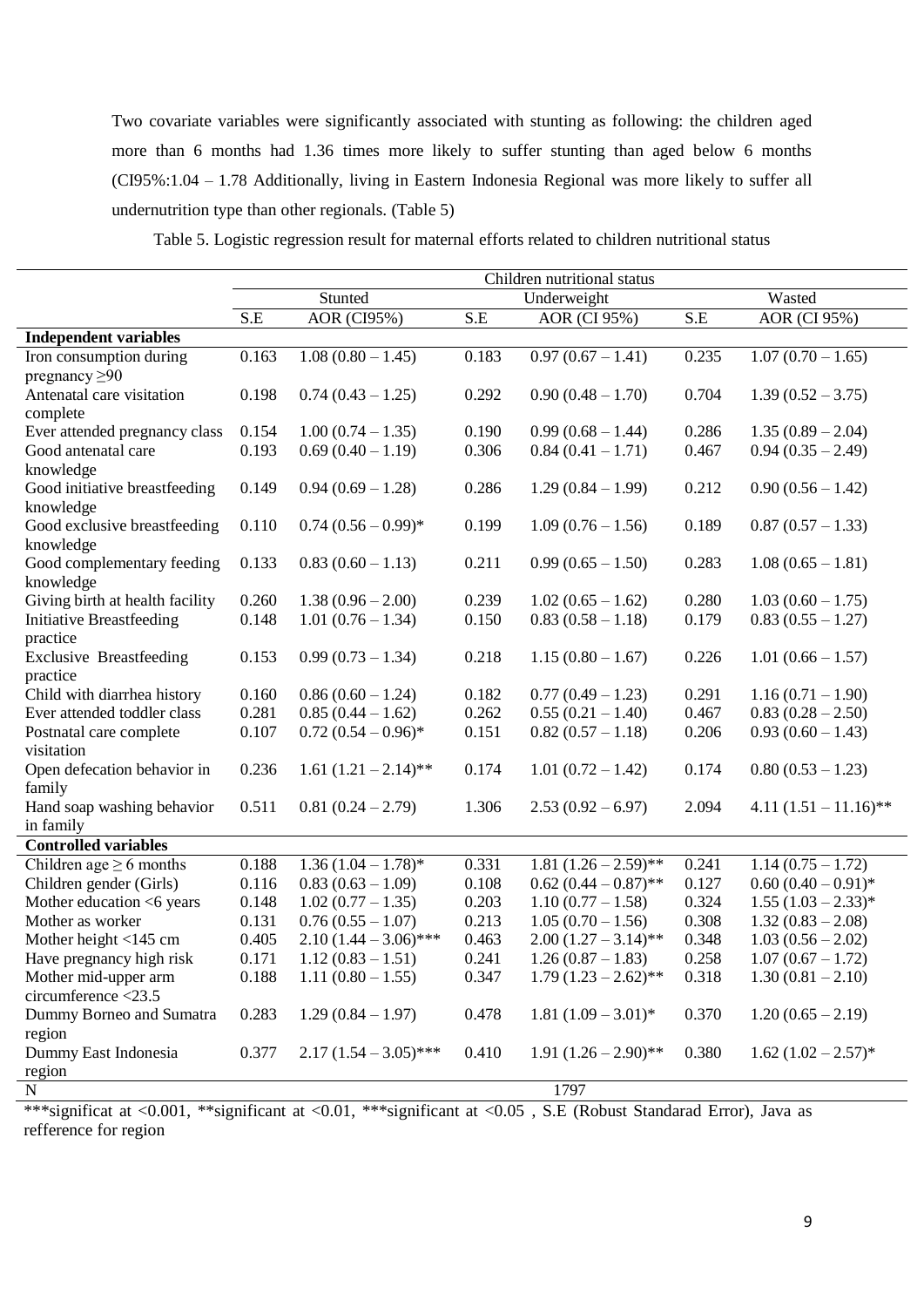Two covariate variables were significantly associated with stunting as following: the children aged more than 6 months had 1.36 times more likely to suffer stunting than aged below 6 months (CI95%:1.04 – 1.78 Additionally, living in Eastern Indonesia Regional was more likely to suffer all undernutrition type than other regionals. (Table 5)

Table 5. Logistic regression result for maternal efforts related to children nutritional status

| | Children nutritional status | | | | | |
|---|---|---|---|---|---|---|
| | Stunted | | Underweight | | Wasted | |
| | S.E | AOR (CI95%) | S.E | AOR (CI 95%) | S.E | AOR (CI 95%) |
| **Independent variables** | | | | | | |
| Iron consumption during pregnancy ≥90 | 0.163 | 1.08 (0.80 – 1.45) | 0.183 | 0.97 (0.67 – 1.41) | 0.235 | 1.07 (0.70 – 1.65) |
| Antenatal care visitation complete | 0.198 | 0.74 (0.43 – 1.25) | 0.292 | 0.90 (0.48 – 1.70) | 0.704 | 1.39 (0.52 – 3.75) |
| Ever attended pregnancy class | 0.154 | 1.00 (0.74 – 1.35) | 0.190 | 0.99 (0.68 – 1.44) | 0.286 | 1.35 (0.89 – 2.04) |
| Good antenatal care knowledge | 0.193 | 0.69 (0.40 – 1.19) | 0.306 | 0.84 (0.41 – 1.71) | 0.467 | 0.94 (0.35 – 2.49) |
| Good initiative breastfeeding knowledge | 0.149 | 0.94 (0.69 – 1.28) | 0.286 | 1.29 (0.84 – 1.99) | 0.212 | 0.90 (0.56 – 1.42) |
| Good exclusive breastfeeding knowledge | 0.110 | 0.74 (0.56 – 0.99)* | 0.199 | 1.09 (0.76 – 1.56) | 0.189 | 0.87 (0.57 – 1.33) |
| Good complementary feeding knowledge | 0.133 | 0.83 (0.60 – 1.13) | 0.211 | 0.99 (0.65 – 1.50) | 0.283 | 1.08 (0.65 – 1.81) |
| Giving birth at health facility | 0.260 | 1.38 (0.96 – 2.00) | 0.239 | 1.02 (0.65 – 1.62) | 0.280 | 1.03 (0.60 – 1.75) |
| Initiative Breastfeeding practice | 0.148 | 1.01 (0.76 – 1.34) | 0.150 | 0.83 (0.58 – 1.18) | 0.179 | 0.83 (0.55 – 1.27) |
| Exclusive Breastfeeding practice | 0.153 | 0.99 (0.73 – 1.34) | 0.218 | 1.15 (0.80 – 1.67) | 0.226 | 1.01 (0.66 – 1.57) |
| Child with diarrhea history | 0.160 | 0.86 (0.60 – 1.24) | 0.182 | 0.77 (0.49 – 1.23) | 0.291 | 1.16 (0.71 – 1.90) |
| Ever attended toddler class | 0.281 | 0.85 (0.44 – 1.62) | 0.262 | 0.55 (0.21 – 1.40) | 0.467 | 0.83 (0.28 – 2.50) |
| Postnatal care complete visitation | 0.107 | 0.72 (0.54 – 0.96)* | 0.151 | 0.82 (0.57 – 1.18) | 0.206 | 0.93 (0.60 – 1.43) |
| Open defecation behavior in family | 0.236 | 1.61 (1.21 – 2.14)** | 0.174 | 1.01 (0.72 – 1.42) | 0.174 | 0.80 (0.53 – 1.23) |
| Hand soap washing behavior in family | 0.511 | 0.81 (0.24 – 2.79) | 1.306 | 2.53 (0.92 – 6.97) | 2.094 | 4.11 (1.51 – 11.16)** |
| **Controlled variables** | | | | | | |
| Children age ≥ 6 months | 0.188 | 1.36 (1.04 – 1.78)* | 0.331 | 1.81 (1.26 – 2.59)** | 0.241 | 1.14 (0.75 – 1.72) |
| Children gender (Girls) | 0.116 | 0.83 (0.63 – 1.09) | 0.108 | 0.62 (0.44 – 0.87)** | 0.127 | 0.60 (0.40 – 0.91)* |
| Mother education <6 years | 0.148 | 1.02 (0.77 – 1.35) | 0.203 | 1.10 (0.77 – 1.58) | 0.324 | 1.55 (1.03 – 2.33)* |
| Mother as worker | 0.131 | 0.76 (0.55 – 1.07) | 0.213 | 1.05 (0.70 – 1.56) | 0.308 | 1.32 (0.83 – 2.08) |
| Mother height <145 cm | 0.405 | 2.10 (1.44 – 3.06)*** | 0.463 | 2.00 (1.27 – 3.14)** | 0.348 | 1.03 (0.56 – 2.02) |
| Have pregnancy high risk | 0.171 | 1.12 (0.83 – 1.51) | 0.241 | 1.26 (0.87 – 1.83) | 0.258 | 1.07 (0.67 – 1.72) |
| Mother mid-upper arm circumference <23.5 | 0.188 | 1.11 (0.80 – 1.55) | 0.347 | 1.79 (1.23 – 2.62)** | 0.318 | 1.30 (0.81 – 2.10) |
| Dummy Borneo and Sumatra region | 0.283 | 1.29 (0.84 – 1.97) | 0.478 | 1.81 (1.09 – 3.01)* | 0.370 | 1.20 (0.65 – 2.19) |
| Dummy East Indonesia region | 0.377 | 2.17 (1.54 – 3.05)*** | 0.410 | 1.91 (1.26 – 2.90)** | 0.380 | 1.62 (1.02 – 2.57)* |
| N | | | 1797 | | | |

***significat at <0.001, **significant at <0.01, ***significant at <0.05 , S.E (Robust Standarad Error), Java as refference for region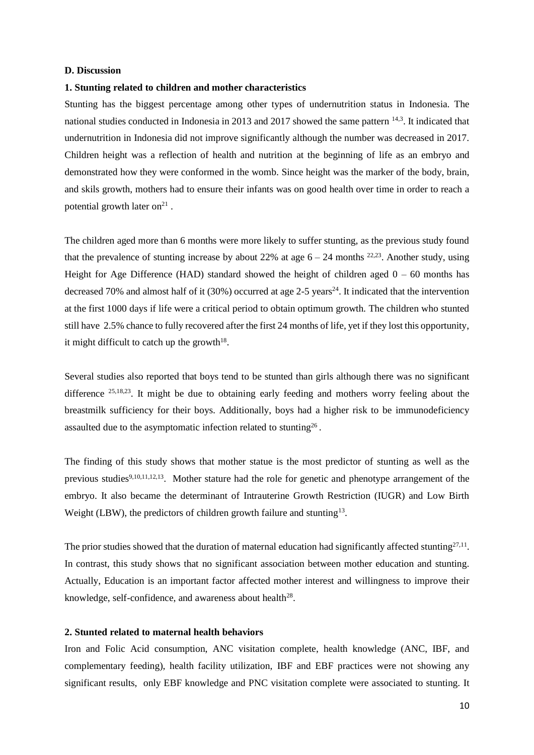## D. Discussion

### 1. Stunting related to children and mother characteristics

Stunting has the biggest percentage among other types of undernutrition status in Indonesia. The national studies conducted in Indonesia in 2013 and 2017 showed the same pattern [14,3]. It indicated that undernutrition in Indonesia did not improve significantly although the number was decreased in 2017. Children height was a reflection of health and nutrition at the beginning of life as an embryo and demonstrated how they were conformed in the womb. Since height was the marker of the body, brain, and skils growth, mothers had to ensure their infants was on good health over time in order to reach a potential growth later on[21] .

The children aged more than 6 months were more likely to suffer stunting, as the previous study found that the prevalence of stunting increase by about 22% at age 6 – 24 months [22,23]. Another study, using Height for Age Difference (HAD) standard showed the height of children aged 0 – 60 months has decreased 70% and almost half of it (30%) occurred at age 2-5 years[24]. It indicated that the intervention at the first 1000 days if life were a critical period to obtain optimum growth. The children who stunted still have 2.5% chance to fully recovered after the first 24 months of life, yet if they lost this opportunity, it might difficult to catch up the growth[18].

Several studies also reported that boys tend to be stunted than girls although there was no significant difference [25,18,23]. It might be due to obtaining early feeding and mothers worry feeling about the breastmilk sufficiency for their boys. Additionally, boys had a higher risk to be immunodeficiency assaulted due to the asymptomatic infection related to stunting[26] .

The finding of this study shows that mother statue is the most predictor of stunting as well as the previous studies[9,10,11,12,13]. Mother stature had the role for genetic and phenotype arrangement of the embryo. It also became the determinant of Intrauterine Growth Restriction (IUGR) and Low Birth Weight (LBW), the predictors of children growth failure and stunting[13].

The prior studies showed that the duration of maternal education had significantly affected stunting[27,11]. In contrast, this study shows that no significant association between mother education and stunting. Actually, Education is an important factor affected mother interest and willingness to improve their knowledge, self-confidence, and awareness about health[28].

### 2. Stunted related to maternal health behaviors

Iron and Folic Acid consumption, ANC visitation complete, health knowledge (ANC, IBF, and complementary feeding), health facility utilization, IBF and EBF practices were not showing any significant results, only EBF knowledge and PNC visitation complete were associated to stunting. It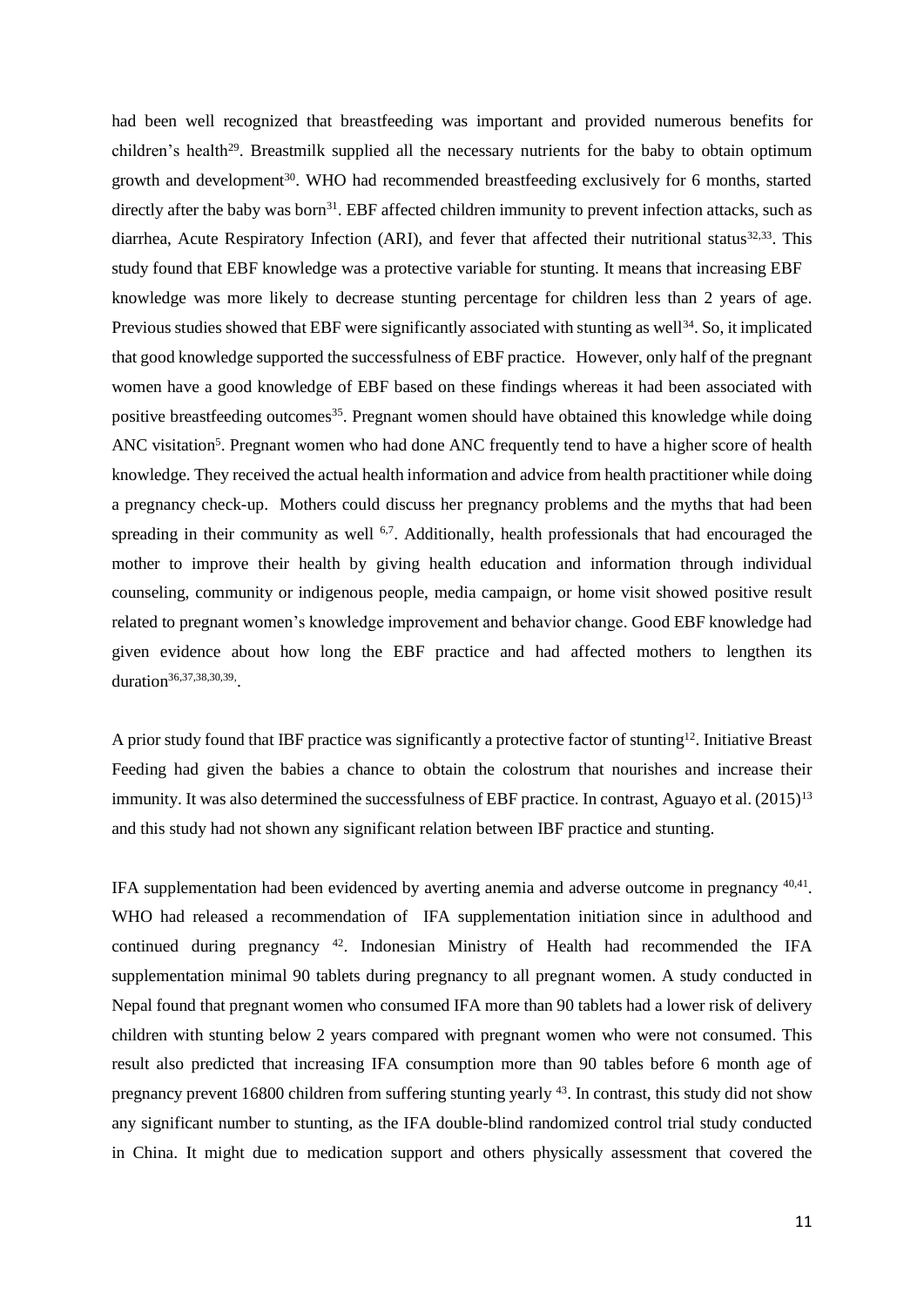had been well recognized that breastfeeding was important and provided numerous benefits for children's health[29]. Breastmilk supplied all the necessary nutrients for the baby to obtain optimum growth and development[30]. WHO had recommended breastfeeding exclusively for 6 months, started directly after the baby was born[31]. EBF affected children immunity to prevent infection attacks, such as diarrhea, Acute Respiratory Infection (ARI), and fever that affected their nutritional status[32,33]. This study found that EBF knowledge was a protective variable for stunting. It means that increasing EBF knowledge was more likely to decrease stunting percentage for children less than 2 years of age. Previous studies showed that EBF were significantly associated with stunting as well[34]. So, it implicated that good knowledge supported the successfulness of EBF practice. However, only half of the pregnant women have a good knowledge of EBF based on these findings whereas it had been associated with positive breastfeeding outcomes[35]. Pregnant women should have obtained this knowledge while doing ANC visitation[5]. Pregnant women who had done ANC frequently tend to have a higher score of health knowledge. They received the actual health information and advice from health practitioner while doing a pregnancy check-up. Mothers could discuss her pregnancy problems and the myths that had been spreading in their community as well [6,7]. Additionally, health professionals that had encouraged the mother to improve their health by giving health education and information through individual counseling, community or indigenous people, media campaign, or home visit showed positive result related to pregnant women's knowledge improvement and behavior change. Good EBF knowledge had given evidence about how long the EBF practice and had affected mothers to lengthen its duration[36,37,38,30,39].

A prior study found that IBF practice was significantly a protective factor of stunting[12]. Initiative Breast Feeding had given the babies a chance to obtain the colostrum that nourishes and increase their immunity. It was also determined the successfulness of EBF practice. In contrast, Aguayo et al. (2015)[13] and this study had not shown any significant relation between IBF practice and stunting.

IFA supplementation had been evidenced by averting anemia and adverse outcome in pregnancy [40,41]. WHO had released a recommendation of IFA supplementation initiation since in adulthood and continued during pregnancy [42]. Indonesian Ministry of Health had recommended the IFA supplementation minimal 90 tablets during pregnancy to all pregnant women. A study conducted in Nepal found that pregnant women who consumed IFA more than 90 tablets had a lower risk of delivery children with stunting below 2 years compared with pregnant women who were not consumed. This result also predicted that increasing IFA consumption more than 90 tables before 6 month age of pregnancy prevent 16800 children from suffering stunting yearly [43]. In contrast, this study did not show any significant number to stunting, as the IFA double-blind randomized control trial study conducted in China. It might due to medication support and others physically assessment that covered the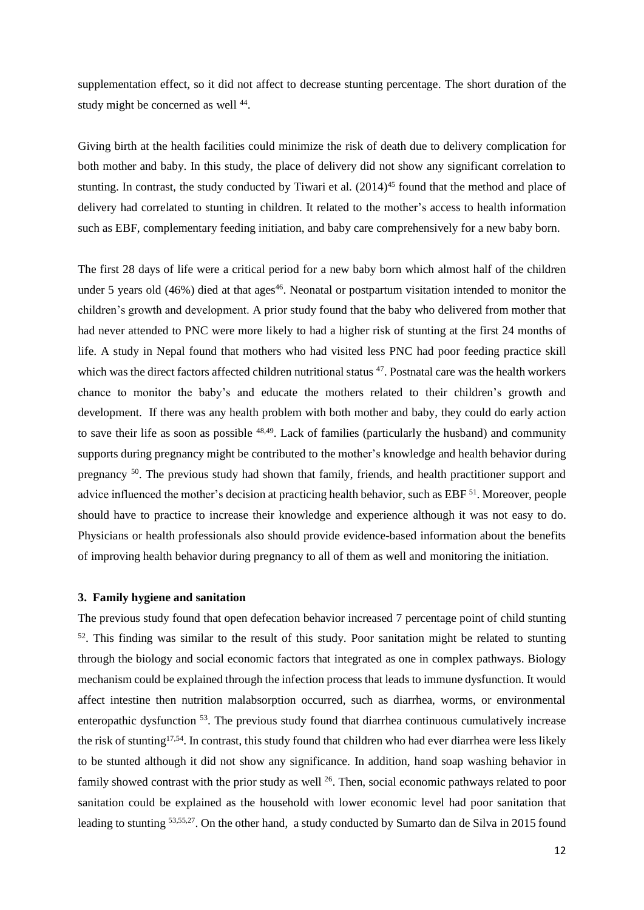supplementation effect, so it did not affect to decrease stunting percentage. The short duration of the study might be concerned as well [44].

Giving birth at the health facilities could minimize the risk of death due to delivery complication for both mother and baby. In this study, the place of delivery did not show any significant correlation to stunting. In contrast, the study conducted by Tiwari et al. (2014)[45] found that the method and place of delivery had correlated to stunting in children. It related to the mother's access to health information such as EBF, complementary feeding initiation, and baby care comprehensively for a new baby born.

The first 28 days of life were a critical period for a new baby born which almost half of the children under 5 years old (46%) died at that ages[46]. Neonatal or postpartum visitation intended to monitor the children's growth and development. A prior study found that the baby who delivered from mother that had never attended to PNC were more likely to had a higher risk of stunting at the first 24 months of life. A study in Nepal found that mothers who had visited less PNC had poor feeding practice skill which was the direct factors affected children nutritional status [47]. Postnatal care was the health workers chance to monitor the baby's and educate the mothers related to their children's growth and development. If there was any health problem with both mother and baby, they could do early action to save their life as soon as possible [48,49]. Lack of families (particularly the husband) and community supports during pregnancy might be contributed to the mother's knowledge and health behavior during pregnancy [50]. The previous study had shown that family, friends, and health practitioner support and advice influenced the mother's decision at practicing health behavior, such as EBF [51]. Moreover, people should have to practice to increase their knowledge and experience although it was not easy to do. Physicians or health professionals also should provide evidence-based information about the benefits of improving health behavior during pregnancy to all of them as well and monitoring the initiation.

### 3. Family hygiene and sanitation

The previous study found that open defecation behavior increased 7 percentage point of child stunting [52]. This finding was similar to the result of this study. Poor sanitation might be related to stunting through the biology and social economic factors that integrated as one in complex pathways. Biology mechanism could be explained through the infection process that leads to immune dysfunction. It would affect intestine then nutrition malabsorption occurred, such as diarrhea, worms, or environmental enteropathic dysfunction [53]. The previous study found that diarrhea continuous cumulatively increase the risk of stunting[17,54]. In contrast, this study found that children who had ever diarrhea were less likely to be stunted although it did not show any significance. In addition, hand soap washing behavior in family showed contrast with the prior study as well [26]. Then, social economic pathways related to poor sanitation could be explained as the household with lower economic level had poor sanitation that leading to stunting [53,55,27]. On the other hand, a study conducted by Sumarto dan de Silva in 2015 found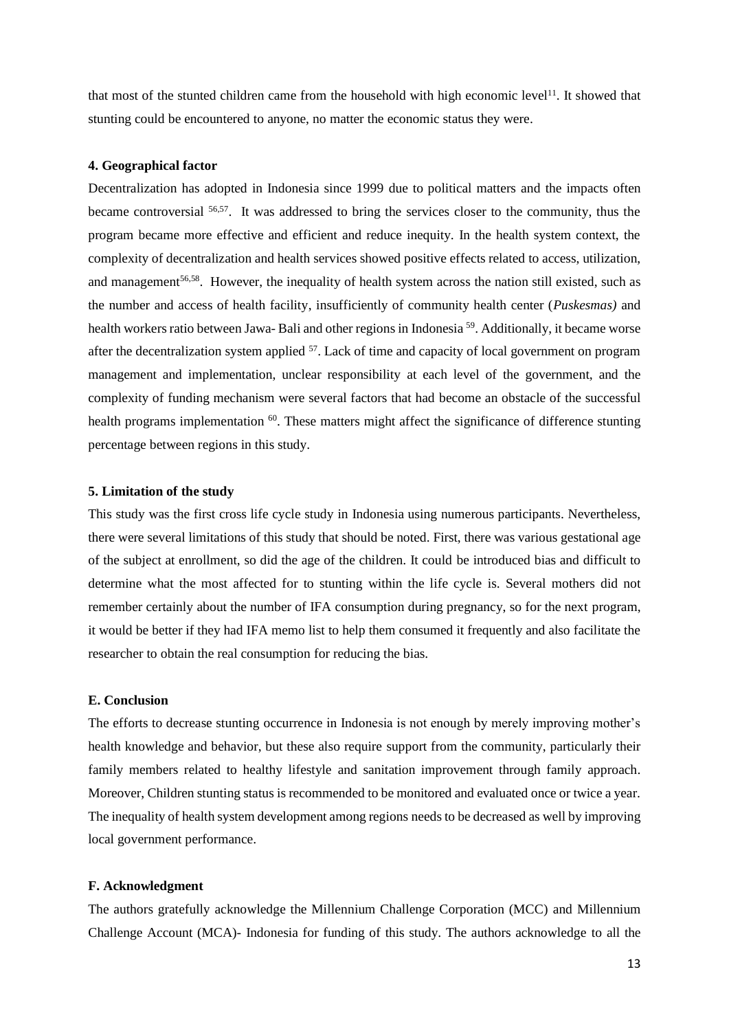that most of the stunted children came from the household with high economic level[11]. It showed that stunting could be encountered to anyone, no matter the economic status they were.

### 4. Geographical factor

Decentralization has adopted in Indonesia since 1999 due to political matters and the impacts often became controversial [56,57]. It was addressed to bring the services closer to the community, thus the program became more effective and efficient and reduce inequity. In the health system context, the complexity of decentralization and health services showed positive effects related to access, utilization, and management[56,58]. However, the inequality of health system across the nation still existed, such as the number and access of health facility, insufficiently of community health center (*Puskesmas)* and health workers ratio between Jawa- Bali and other regions in Indonesia [59]. Additionally, it became worse after the decentralization system applied [57]. Lack of time and capacity of local government on program management and implementation, unclear responsibility at each level of the government, and the complexity of funding mechanism were several factors that had become an obstacle of the successful health programs implementation [60]. These matters might affect the significance of difference stunting percentage between regions in this study.

### 5. Limitation of the study

This study was the first cross life cycle study in Indonesia using numerous participants. Nevertheless, there were several limitations of this study that should be noted. First, there was various gestational age of the subject at enrollment, so did the age of the children. It could be introduced bias and difficult to determine what the most affected for to stunting within the life cycle is. Several mothers did not remember certainly about the number of IFA consumption during pregnancy, so for the next program, it would be better if they had IFA memo list to help them consumed it frequently and also facilitate the researcher to obtain the real consumption for reducing the bias.

## E. Conclusion

The efforts to decrease stunting occurrence in Indonesia is not enough by merely improving mother's health knowledge and behavior, but these also require support from the community, particularly their family members related to healthy lifestyle and sanitation improvement through family approach. Moreover, Children stunting status is recommended to be monitored and evaluated once or twice a year. The inequality of health system development among regions needs to be decreased as well by improving local government performance.

## F. Acknowledgment

The authors gratefully acknowledge the Millennium Challenge Corporation (MCC) and Millennium Challenge Account (MCA)- Indonesia for funding of this study. The authors acknowledge to all the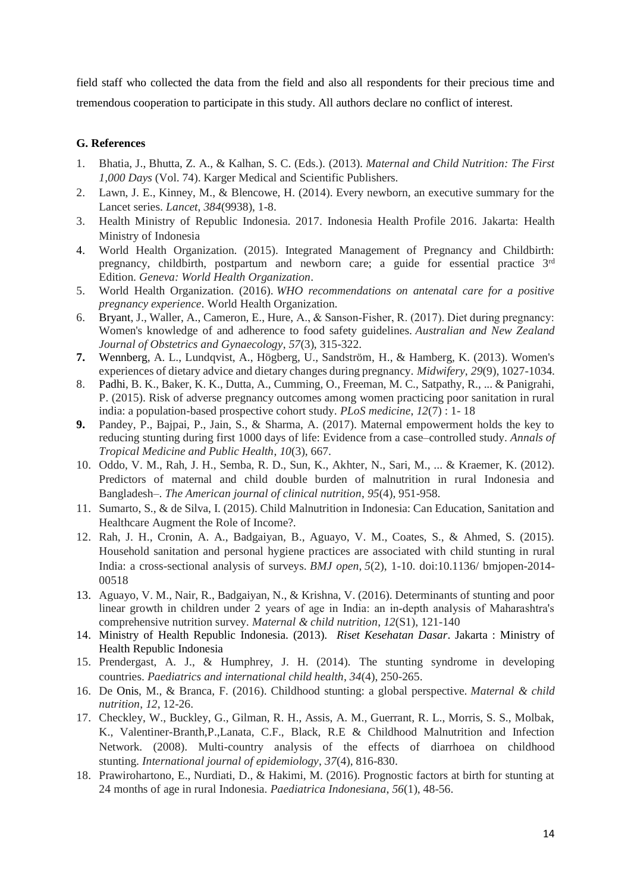field staff who collected the data from the field and also all respondents for their precious time and tremendous cooperation to participate in this study. All authors declare no conflict of interest.

### G. References

1. Bhatia, J., Bhutta, Z. A., & Kalhan, S. C. (Eds.). (2013). *Maternal and Child Nutrition: The First 1,000 Days* (Vol. 74). Karger Medical and Scientific Publishers.
2. Lawn, J. E., Kinney, M., & Blencowe, H. (2014). Every newborn, an executive summary for the Lancet series. *Lancet*, *384*(9938), 1-8.
3. Health Ministry of Republic Indonesia. 2017. Indonesia Health Profile 2016. Jakarta: Health Ministry of Indonesia
4. World Health Organization. (2015). Integrated Management of Pregnancy and Childbirth: pregnancy, childbirth, postpartum and newborn care; a guide for essential practice 3rd Edition. *Geneva: World Health Organization*.
5. World Health Organization. (2016). *WHO recommendations on antenatal care for a positive pregnancy experience*. World Health Organization.
6. Bryant, J., Waller, A., Cameron, E., Hure, A., & Sanson-Fisher, R. (2017). Diet during pregnancy: Women's knowledge of and adherence to food safety guidelines. *Australian and New Zealand Journal of Obstetrics and Gynaecology*, *57*(3), 315-322.
7. Wennberg, A. L., Lundqvist, A., Högberg, U., Sandström, H., & Hamberg, K. (2013). Women's experiences of dietary advice and dietary changes during pregnancy. *Midwifery*, *29*(9), 1027-1034.
8. Padhi, B. K., Baker, K. K., Dutta, A., Cumming, O., Freeman, M. C., Satpathy, R., ... & Panigrahi, P. (2015). Risk of adverse pregnancy outcomes among women practicing poor sanitation in rural india: a population-based prospective cohort study. *PLoS medicine*, *12*(7) : 1- 18
9. Pandey, P., Bajpai, P., Jain, S., & Sharma, A. (2017). Maternal empowerment holds the key to reducing stunting during first 1000 days of life: Evidence from a case–controlled study. *Annals of Tropical Medicine and Public Health*, *10*(3), 667.
10. Oddo, V. M., Rah, J. H., Semba, R. D., Sun, K., Akhter, N., Sari, M., ... & Kraemer, K. (2012). Predictors of maternal and child double burden of malnutrition in rural Indonesia and Bangladesh–. *The American journal of clinical nutrition*, *95*(4), 951-958.
11. Sumarto, S., & de Silva, I. (2015). Child Malnutrition in Indonesia: Can Education, Sanitation and Healthcare Augment the Role of Income?.
12. Rah, J. H., Cronin, A. A., Badgaiyan, B., Aguayo, V. M., Coates, S., & Ahmed, S. (2015). Household sanitation and personal hygiene practices are associated with child stunting in rural India: a cross-sectional analysis of surveys. *BMJ open*, *5*(2), 1-10. doi:10.1136/ bmjopen-2014-00518
13. Aguayo, V. M., Nair, R., Badgaiyan, N., & Krishna, V. (2016). Determinants of stunting and poor linear growth in children under 2 years of age in India: an in-depth analysis of Maharashtra's comprehensive nutrition survey. *Maternal & child nutrition*, *12*(S1), 121-140
14. Ministry of Health Republic Indonesia. (2013). *Riset Kesehatan Dasar*. Jakarta : Ministry of Health Republic Indonesia
15. Prendergast, A. J., & Humphrey, J. H. (2014). The stunting syndrome in developing countries. *Paediatrics and international child health*, *34*(4), 250-265.
16. De Onis, M., & Branca, F. (2016). Childhood stunting: a global perspective. *Maternal & child nutrition*, *12*, 12-26.
17. Checkley, W., Buckley, G., Gilman, R. H., Assis, A. M., Guerrant, R. L., Morris, S. S., Molbak, K., Valentiner-Branth,P.,Lanata, C.F., Black, R.E & Childhood Malnutrition and Infection Network. (2008). Multi-country analysis of the effects of diarrhoea on childhood stunting. *International journal of epidemiology*, *37*(4), 816-830.
18. Prawirohartono, E., Nurdiati, D., & Hakimi, M. (2016). Prognostic factors at birth for stunting at 24 months of age in rural Indonesia. *Paediatrica Indonesiana*, *56*(1), 48-56.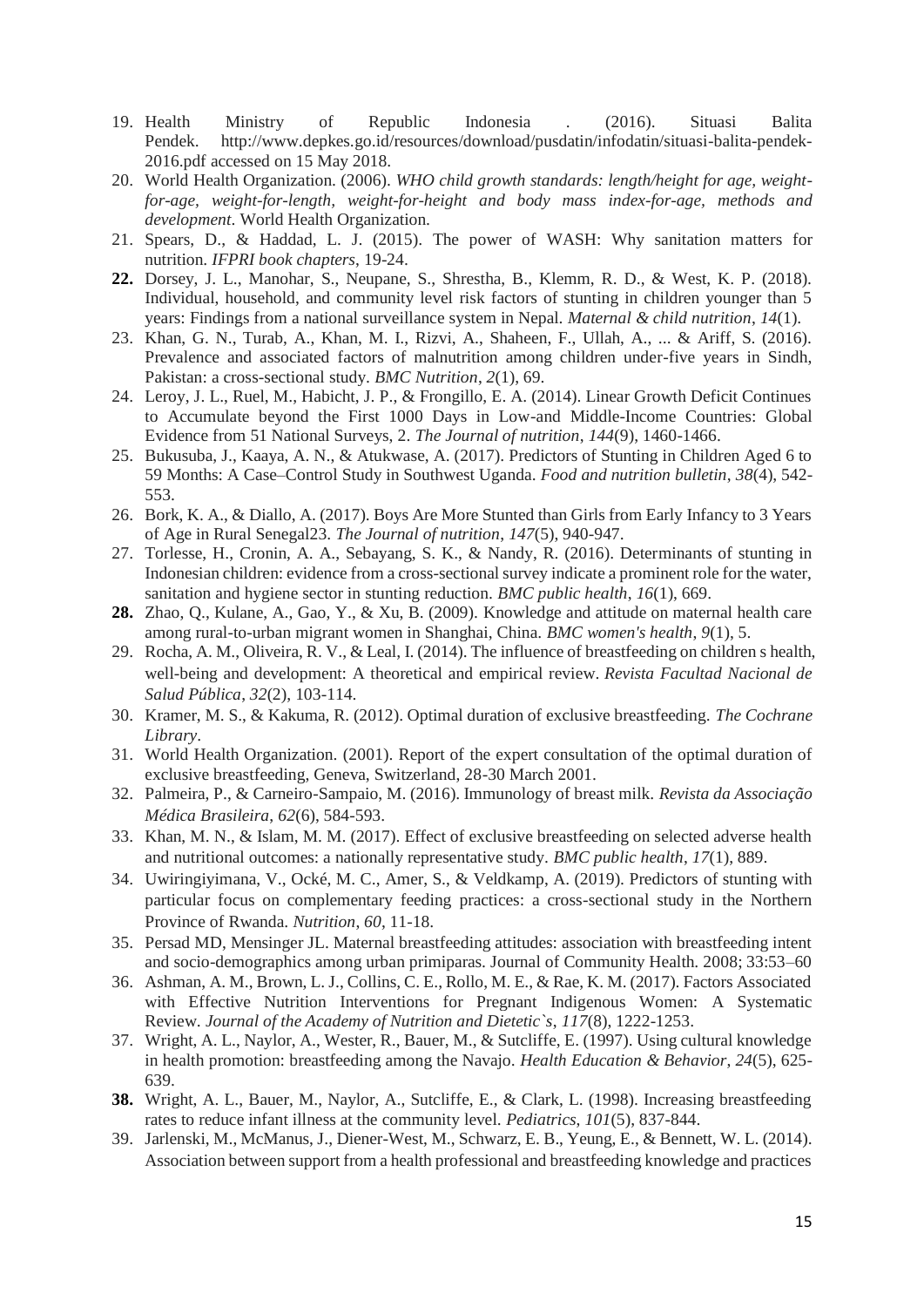19. Health Ministry of Republic Indonesia . (2016). Situasi Balita Pendek. http://www.depkes.go.id/resources/download/pusdatin/infodatin/situasi-balita-pendek-2016.pdf accessed on 15 May 2018.
20. World Health Organization. (2006). *WHO child growth standards: length/height for age, weight-for-age, weight-for-length, weight-for-height and body mass index-for-age, methods and development*. World Health Organization.
21. Spears, D., & Haddad, L. J. (2015). The power of WASH: Why sanitation matters for nutrition. *IFPRI book chapters*, 19-24.
22. Dorsey, J. L., Manohar, S., Neupane, S., Shrestha, B., Klemm, R. D., & West, K. P. (2018). Individual, household, and community level risk factors of stunting in children younger than 5 years: Findings from a national surveillance system in Nepal. *Maternal & child nutrition*, *14*(1).
23. Khan, G. N., Turab, A., Khan, M. I., Rizvi, A., Shaheen, F., Ullah, A., ... & Ariff, S. (2016). Prevalence and associated factors of malnutrition among children under-five years in Sindh, Pakistan: a cross-sectional study. *BMC Nutrition*, *2*(1), 69.
24. Leroy, J. L., Ruel, M., Habicht, J. P., & Frongillo, E. A. (2014). Linear Growth Deficit Continues to Accumulate beyond the First 1000 Days in Low-and Middle-Income Countries: Global Evidence from 51 National Surveys, 2. *The Journal of nutrition*, *144*(9), 1460-1466.
25. Bukusuba, J., Kaaya, A. N., & Atukwase, A. (2017). Predictors of Stunting in Children Aged 6 to 59 Months: A Case–Control Study in Southwest Uganda. *Food and nutrition bulletin*, *38*(4), 542-553.
26. Bork, K. A., & Diallo, A. (2017). Boys Are More Stunted than Girls from Early Infancy to 3 Years of Age in Rural Senegal23. *The Journal of nutrition*, *147*(5), 940-947.
27. Torlesse, H., Cronin, A. A., Sebayang, S. K., & Nandy, R. (2016). Determinants of stunting in Indonesian children: evidence from a cross-sectional survey indicate a prominent role for the water, sanitation and hygiene sector in stunting reduction. *BMC public health*, *16*(1), 669.
28. Zhao, Q., Kulane, A., Gao, Y., & Xu, B. (2009). Knowledge and attitude on maternal health care among rural-to-urban migrant women in Shanghai, China. *BMC women's health*, *9*(1), 5.
29. Rocha, A. M., Oliveira, R. V., & Leal, I. (2014). The influence of breastfeeding on children s health, well-being and development: A theoretical and empirical review. *Revista Facultad Nacional de Salud Pública*, *32*(2), 103-114.
30. Kramer, M. S., & Kakuma, R. (2012). Optimal duration of exclusive breastfeeding. *The Cochrane Library*.
31. World Health Organization. (2001). Report of the expert consultation of the optimal duration of exclusive breastfeeding, Geneva, Switzerland, 28-30 March 2001.
32. Palmeira, P., & Carneiro-Sampaio, M. (2016). Immunology of breast milk. *Revista da Associação Médica Brasileira*, *62*(6), 584-593.
33. Khan, M. N., & Islam, M. M. (2017). Effect of exclusive breastfeeding on selected adverse health and nutritional outcomes: a nationally representative study. *BMC public health*, *17*(1), 889.
34. Uwiringiyimana, V., Ocké, M. C., Amer, S., & Veldkamp, A. (2019). Predictors of stunting with particular focus on complementary feeding practices: a cross-sectional study in the Northern Province of Rwanda. *Nutrition*, *60*, 11-18.
35. Persad MD, Mensinger JL. Maternal breastfeeding attitudes: association with breastfeeding intent and socio-demographics among urban primiparas. Journal of Community Health. 2008; 33:53–60
36. Ashman, A. M., Brown, L. J., Collins, C. E., Rollo, M. E., & Rae, K. M. (2017). Factors Associated with Effective Nutrition Interventions for Pregnant Indigenous Women: A Systematic Review. *Journal of the Academy of Nutrition and Dietetic`s*, *117*(8), 1222-1253.
37. Wright, A. L., Naylor, A., Wester, R., Bauer, M., & Sutcliffe, E. (1997). Using cultural knowledge in health promotion: breastfeeding among the Navajo. *Health Education & Behavior*, *24*(5), 625-639.
38. Wright, A. L., Bauer, M., Naylor, A., Sutcliffe, E., & Clark, L. (1998). Increasing breastfeeding rates to reduce infant illness at the community level. *Pediatrics*, *101*(5), 837-844.
39. Jarlenski, M., McManus, J., Diener-West, M., Schwarz, E. B., Yeung, E., & Bennett, W. L. (2014). Association between support from a health professional and breastfeeding knowledge and practices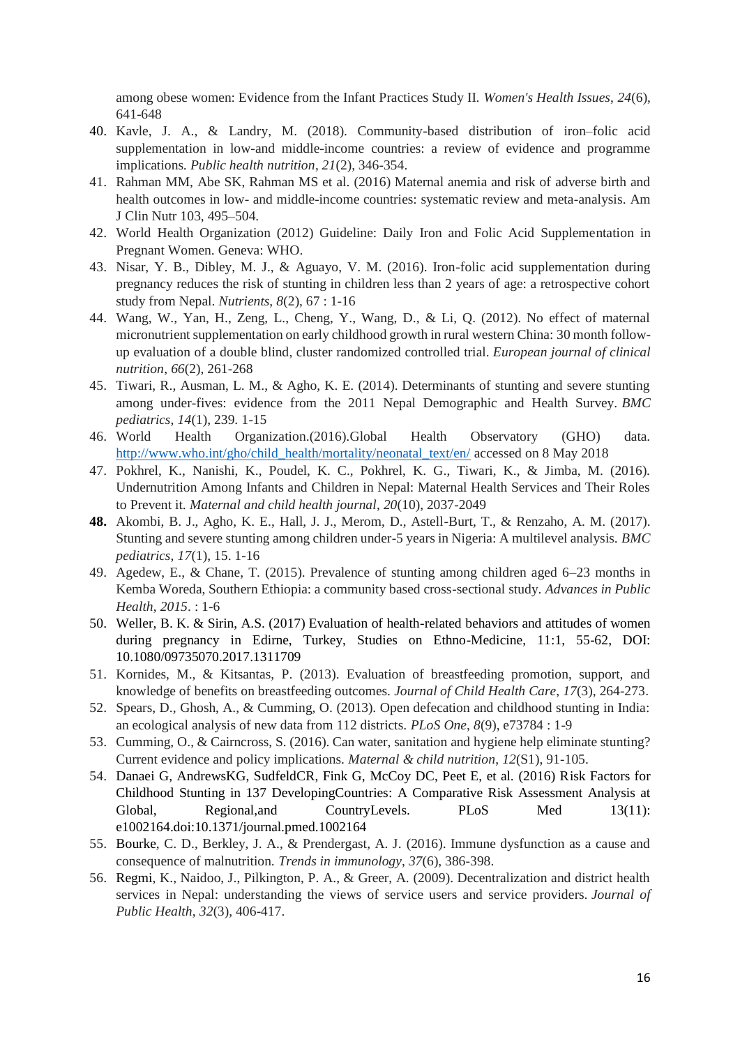among obese women: Evidence from the Infant Practices Study II. *Women's Health Issues*, *24*(6), 641-648

40. Kavle, J. A., & Landry, M. (2018). Community-based distribution of iron–folic acid supplementation in low-and middle-income countries: a review of evidence and programme implications. *Public health nutrition*, *21*(2), 346-354.
41. Rahman MM, Abe SK, Rahman MS et al. (2016) Maternal anemia and risk of adverse birth and health outcomes in low- and middle-income countries: systematic review and meta-analysis. Am J Clin Nutr 103, 495–504.
42. World Health Organization (2012) Guideline: Daily Iron and Folic Acid Supplementation in Pregnant Women. Geneva: WHO.
43. Nisar, Y. B., Dibley, M. J., & Aguayo, V. M. (2016). Iron-folic acid supplementation during pregnancy reduces the risk of stunting in children less than 2 years of age: a retrospective cohort study from Nepal. *Nutrients*, *8*(2), 67 : 1-16
44. Wang, W., Yan, H., Zeng, L., Cheng, Y., Wang, D., & Li, Q. (2012). No effect of maternal micronutrient supplementation on early childhood growth in rural western China: 30 month follow-up evaluation of a double blind, cluster randomized controlled trial. *European journal of clinical nutrition*, *66*(2), 261-268
45. Tiwari, R., Ausman, L. M., & Agho, K. E. (2014). Determinants of stunting and severe stunting among under-fives: evidence from the 2011 Nepal Demographic and Health Survey. *BMC pediatrics*, *14*(1), 239. 1-15
46. World Health Organization.(2016).Global Health Observatory (GHO) data. http://www.who.int/gho/child_health/mortality/neonatal_text/en/ accessed on 8 May 2018
47. Pokhrel, K., Nanishi, K., Poudel, K. C., Pokhrel, K. G., Tiwari, K., & Jimba, M. (2016). Undernutrition Among Infants and Children in Nepal: Maternal Health Services and Their Roles to Prevent it. *Maternal and child health journal*, *20*(10), 2037-2049
48. Akombi, B. J., Agho, K. E., Hall, J. J., Merom, D., Astell-Burt, T., & Renzaho, A. M. (2017). Stunting and severe stunting among children under-5 years in Nigeria: A multilevel analysis. *BMC pediatrics*, *17*(1), 15. 1-16
49. Agedew, E., & Chane, T. (2015). Prevalence of stunting among children aged 6–23 months in Kemba Woreda, Southern Ethiopia: a community based cross-sectional study. *Advances in Public Health*, *2015*. : 1-6
50. Weller, B. K. & Sirin, A.S. (2017) Evaluation of health-related behaviors and attitudes of women during pregnancy in Edirne, Turkey, Studies on Ethno-Medicine, 11:1, 55-62, DOI: 10.1080/09735070.2017.1311709
51. Kornides, M., & Kitsantas, P. (2013). Evaluation of breastfeeding promotion, support, and knowledge of benefits on breastfeeding outcomes. *Journal of Child Health Care*, *17*(3), 264-273.
52. Spears, D., Ghosh, A., & Cumming, O. (2013). Open defecation and childhood stunting in India: an ecological analysis of new data from 112 districts. *PLoS One*, *8*(9), e73784 : 1-9
53. Cumming, O., & Cairncross, S. (2016). Can water, sanitation and hygiene help eliminate stunting? Current evidence and policy implications. *Maternal & child nutrition*, *12*(S1), 91-105.
54. Danaei G, AndrewsKG, SudfeldCR, Fink G, McCoy DC, Peet E, et al. (2016) Risk Factors for Childhood Stunting in 137 DevelopingCountries: A Comparative Risk Assessment Analysis at Global, Regional,and CountryLevels. PLoS Med 13(11): e1002164.doi:10.1371/journal.pmed.1002164
55. Bourke, C. D., Berkley, J. A., & Prendergast, A. J. (2016). Immune dysfunction as a cause and consequence of malnutrition. *Trends in immunology*, *37*(6), 386-398.
56. Regmi, K., Naidoo, J., Pilkington, P. A., & Greer, A. (2009). Decentralization and district health services in Nepal: understanding the views of service users and service providers. *Journal of Public Health*, *32*(3), 406-417.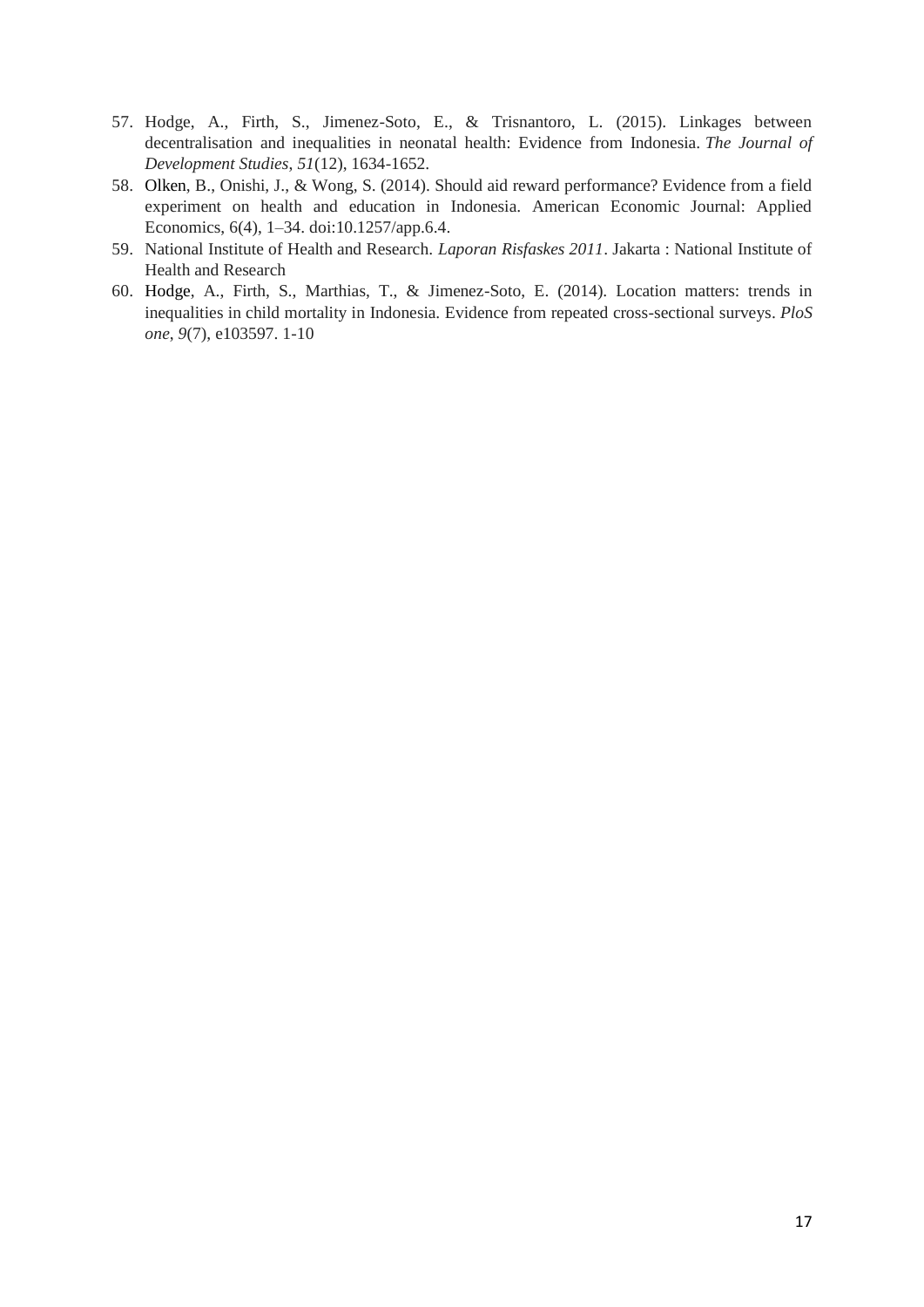57. Hodge, A., Firth, S., Jimenez-Soto, E., & Trisnantoro, L. (2015). Linkages between decentralisation and inequalities in neonatal health: Evidence from Indonesia. *The Journal of Development Studies*, *51*(12), 1634-1652.
58. Olken, B., Onishi, J., & Wong, S. (2014). Should aid reward performance? Evidence from a field experiment on health and education in Indonesia. American Economic Journal: Applied Economics, 6(4), 1–34. doi:10.1257/app.6.4.
59. National Institute of Health and Research. *Laporan Risfaskes 2011*. Jakarta : National Institute of Health and Research
60. Hodge, A., Firth, S., Marthias, T., & Jimenez-Soto, E. (2014). Location matters: trends in inequalities in child mortality in Indonesia. Evidence from repeated cross-sectional surveys. *PloS one*, *9*(7), e103597. 1-10